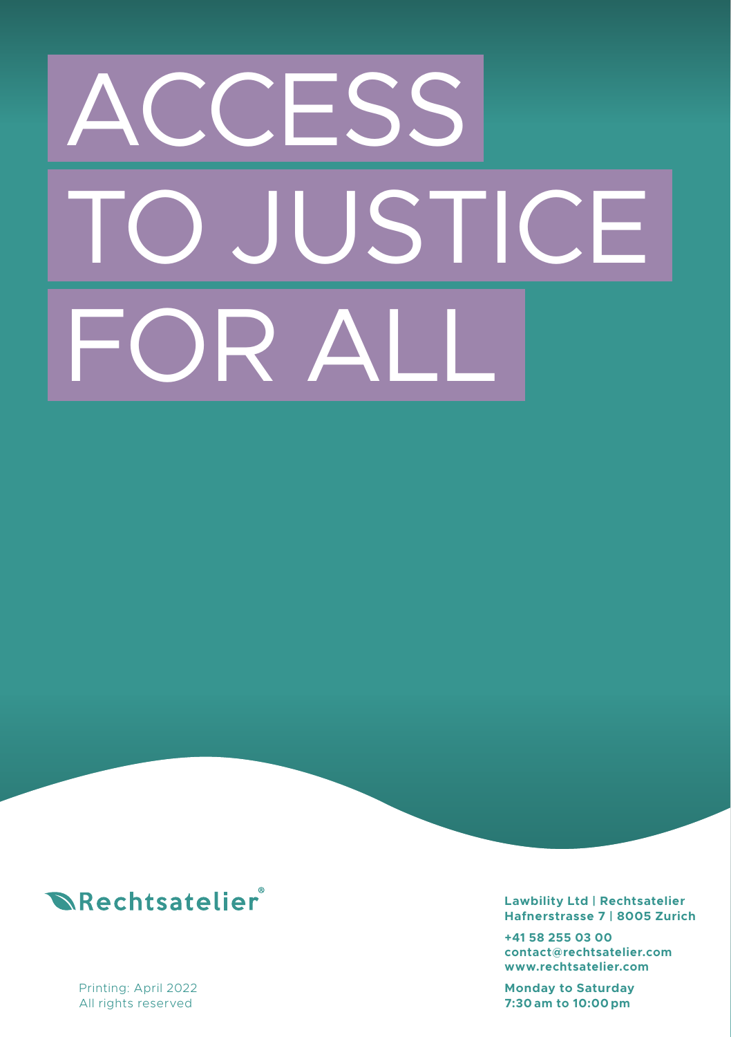# ACCESS TO JUSTICE FOR ALL

Rechtsatelier®

**Lawbility Ltd | Rechtsatelier**
**Hafnerstrasse 7 | 8005 Zurich**

**+41 58 255 03 00**
**contact@rechtsatelier.com**
**www.rechtsatelier.com**

**Monday to Saturday**
**7:30 am to 10:00 pm**

Printing: April 2022
All rights reserved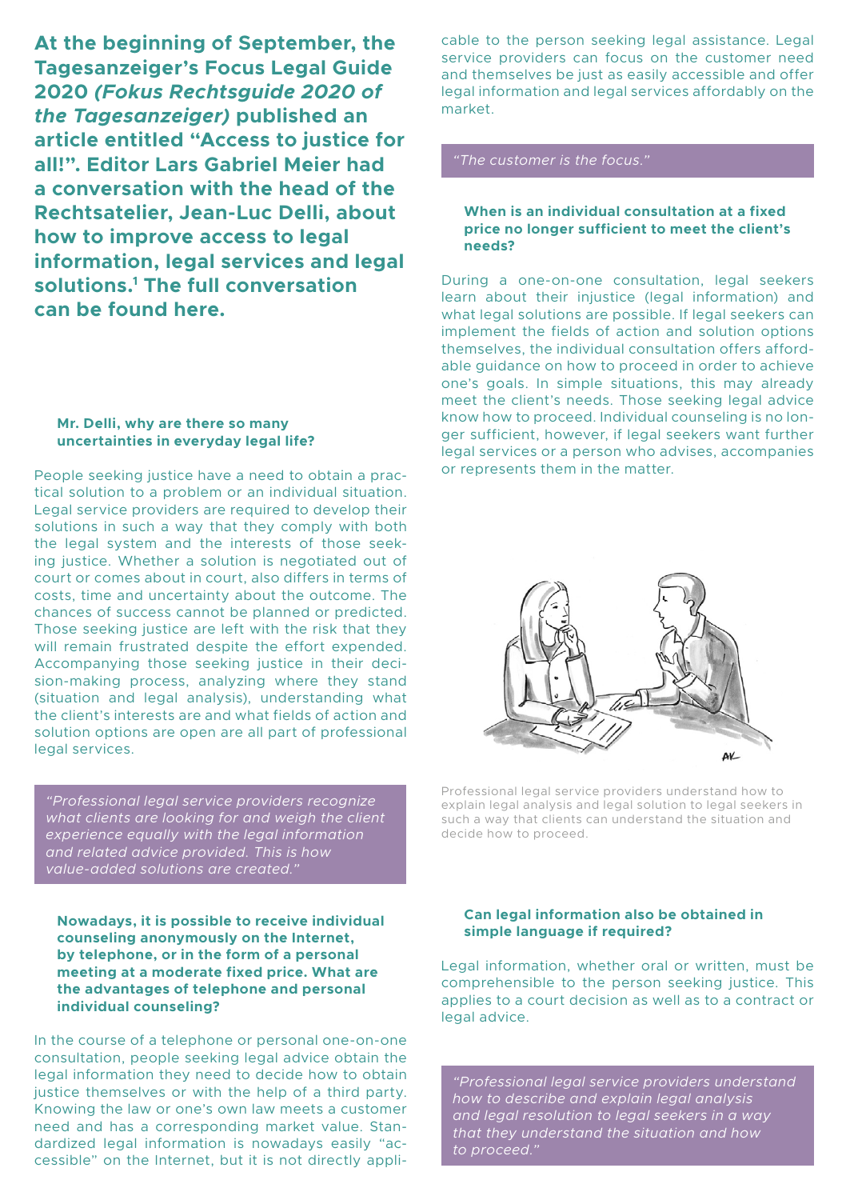**At the beginning of September, the Tagesanzeiger's Focus Legal Guide 2020 *(Fokus Rechtsguide 2020 of the Tagesanzeiger)* published an article entitled "Access to justice for all!". Editor Lars Gabriel Meier had a conversation with the head of the Rechtsatelier, Jean-Luc Delli, about how to improve access to legal information, legal services and legal solutions.[1] The full conversation can be found here.**

**Mr. Delli, why are there so many uncertainties in everyday legal life?**

People seeking justice have a need to obtain a practical solution to a problem or an individual situation. Legal service providers are required to develop their solutions in such a way that they comply with both the legal system and the interests of those seeking justice. Whether a solution is negotiated out of court or comes about in court, also differs in terms of costs, time and uncertainty about the outcome. The chances of success cannot be planned or predicted. Those seeking justice are left with the risk that they will remain frustrated despite the effort expended. Accompanying those seeking justice in their decision-making process, analyzing where they stand (situation and legal analysis), understanding what the client's interests are and what fields of action and solution options are open are all part of professional legal services.

> *"Professional legal service providers recognize what clients are looking for and weigh the client experience equally with the legal information and related advice provided. This is how value-added solutions are created."*

**Nowadays, it is possible to receive individual counseling anonymously on the Internet, by telephone, or in the form of a personal meeting at a moderate fixed price. What are the advantages of telephone and personal individual counseling?**

In the course of a telephone or personal one-on-one consultation, people seeking legal advice obtain the legal information they need to decide how to obtain justice themselves or with the help of a third party. Knowing the law or one's own law meets a customer need and has a corresponding market value. Standardized legal information is nowadays easily "accessible" on the Internet, but it is not directly applicable to the person seeking legal assistance. Legal service providers can focus on the customer need and themselves be just as easily accessible and offer legal information and legal services affordably on the market.

> *"The customer is the focus."*

**When is an individual consultation at a fixed price no longer sufficient to meet the client's needs?**

During a one-on-one consultation, legal seekers learn about their injustice (legal information) and what legal solutions are possible. If legal seekers can implement the fields of action and solution options themselves, the individual consultation offers affordable guidance on how to proceed in order to achieve one's goals. In simple situations, this may already meet the client's needs. Those seeking legal advice know how to proceed. Individual counseling is no longer sufficient, however, if legal seekers want further legal services or a person who advises, accompanies or represents them in the matter.

Professional legal service providers understand how to explain legal analysis and legal solution to legal seekers in such a way that clients can understand the situation and decide how to proceed.

**Can legal information also be obtained in simple language if required?**

Legal information, whether oral or written, must be comprehensible to the person seeking justice. This applies to a court decision as well as to a contract or legal advice.

> *"Professional legal service providers understand how to describe and explain legal analysis and legal resolution to legal seekers in a way that they understand the situation and how to proceed."*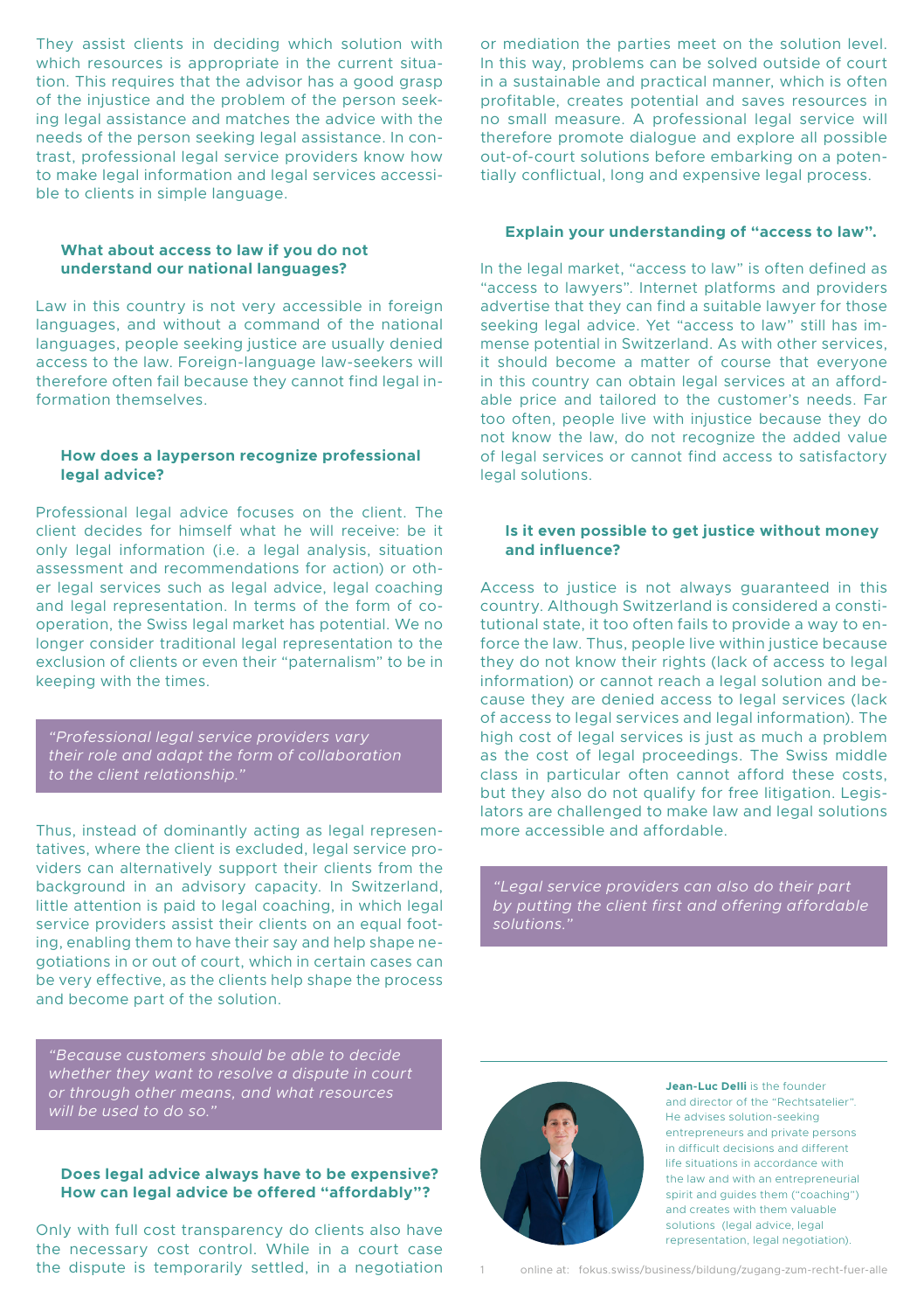They assist clients in deciding which solution with which resources is appropriate in the current situation. This requires that the advisor has a good grasp of the injustice and the problem of the person seeking legal assistance and matches the advice with the needs of the person seeking legal assistance. In contrast, professional legal service providers know how to make legal information and legal services accessible to clients in simple language.

### What about access to law if you do not understand our national languages?

Law in this country is not very accessible in foreign languages, and without a command of the national languages, people seeking justice are usually denied access to the law. Foreign-language law-seekers will therefore often fail because they cannot find legal information themselves.

### How does a layperson recognize professional legal advice?

Professional legal advice focuses on the client. The client decides for himself what he will receive: be it only legal information (i.e. a legal analysis, situation assessment and recommendations for action) or other legal services such as legal advice, legal coaching and legal representation. In terms of the form of cooperation, the Swiss legal market has potential. We no longer consider traditional legal representation to the exclusion of clients or even their "paternalism" to be in keeping with the times.

> *"Professional legal service providers vary their role and adapt the form of collaboration to the client relationship."*

Thus, instead of dominantly acting as legal representatives, where the client is excluded, legal service providers can alternatively support their clients from the background in an advisory capacity. In Switzerland, little attention is paid to legal coaching, in which legal service providers assist their clients on an equal footing, enabling them to have their say and help shape negotiations in or out of court, which in certain cases can be very effective, as the clients help shape the process and become part of the solution.

> *"Because customers should be able to decide whether they want to resolve a dispute in court or through other means, and what resources will be used to do so."*

### Does legal advice always have to be expensive? How can legal advice be offered "affordably"?

Only with full cost transparency do clients also have the necessary cost control. While in a court case the dispute is temporarily settled, in a negotiation or mediation the parties meet on the solution level. In this way, problems can be solved outside of court in a sustainable and practical manner, which is often profitable, creates potential and saves resources in no small measure. A professional legal service will therefore promote dialogue and explore all possible out-of-court solutions before embarking on a potentially conflictual, long and expensive legal process.

### Explain your understanding of "access to law".

In the legal market, "access to law" is often defined as "access to lawyers". Internet platforms and providers advertise that they can find a suitable lawyer for those seeking legal advice. Yet "access to law" still has immense potential in Switzerland. As with other services, it should become a matter of course that everyone in this country can obtain legal services at an affordable price and tailored to the customer's needs. Far too often, people live with injustice because they do not know the law, do not recognize the added value of legal services or cannot find access to satisfactory legal solutions.

### Is it even possible to get justice without money and influence?

Access to justice is not always guaranteed in this country. Although Switzerland is considered a constitutional state, it too often fails to provide a way to enforce the law. Thus, people live within justice because they do not know their rights (lack of access to legal information) or cannot reach a legal solution and because they are denied access to legal services (lack of access to legal services and legal information). The high cost of legal services is just as much a problem as the cost of legal proceedings. The Swiss middle class in particular often cannot afford these costs, but they also do not qualify for free litigation. Legislators are challenged to make law and legal solutions more accessible and affordable.

> *"Legal service providers can also do their part by putting the client first and offering affordable solutions."*

**Jean-Luc Delli** is the founder and director of the "Rechtsatelier". He advises solution-seeking entrepreneurs and private persons in difficult decisions and different life situations in accordance with the law and with an entrepreneurial spirit and guides them ("coaching") and creates with them valuable solutions (legal advice, legal representation, legal negotiation).

1 online at: fokus.swiss/business/bildung/zugang-zum-recht-fuer-alle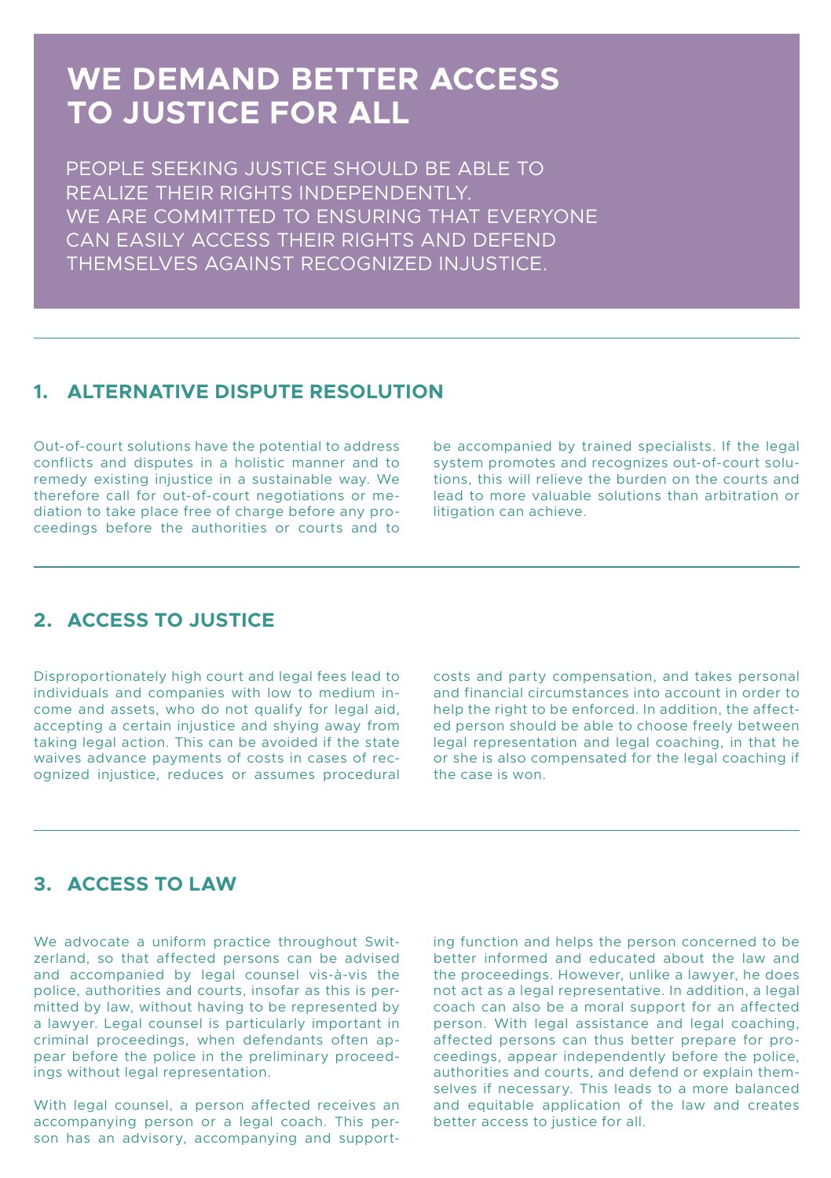# WE DEMAND BETTER ACCESS TO JUSTICE FOR ALL

PEOPLE SEEKING JUSTICE SHOULD BE ABLE TO REALIZE THEIR RIGHTS INDEPENDENTLY. WE ARE COMMITTED TO ENSURING THAT EVERYONE CAN EASILY ACCESS THEIR RIGHTS AND DEFEND THEMSELVES AGAINST RECOGNIZED INJUSTICE.

## 1. ALTERNATIVE DISPUTE RESOLUTION

Out-of-court solutions have the potential to address conflicts and disputes in a holistic manner and to remedy existing injustice in a sustainable way. We therefore call for out-of-court negotiations or mediation to take place free of charge before any proceedings before the authorities or courts and to be accompanied by trained specialists. If the legal system promotes and recognizes out-of-court solutions, this will relieve the burden on the courts and lead to more valuable solutions than arbitration or litigation can achieve.

## 2. ACCESS TO JUSTICE

Disproportionately high court and legal fees lead to individuals and companies with low to medium income and assets, who do not qualify for legal aid, accepting a certain injustice and shying away from taking legal action. This can be avoided if the state waives advance payments of costs in cases of recognized injustice, reduces or assumes procedural costs and party compensation, and takes personal and financial circumstances into account in order to help the right to be enforced. In addition, the affected person should be able to choose freely between legal representation and legal coaching, in that he or she is also compensated for the legal coaching if the case is won.

## 3. ACCESS TO LAW

We advocate a uniform practice throughout Switzerland, so that affected persons can be advised and accompanied by legal counsel vis-à-vis the police, authorities and courts, insofar as this is permitted by law, without having to be represented by a lawyer. Legal counsel is particularly important in criminal proceedings, when defendants often appear before the police in the preliminary proceedings without legal representation.

With legal counsel, a person affected receives an accompanying person or a legal coach. This person has an advisory, accompanying and supporting function and helps the person concerned to be better informed and educated about the law and the proceedings. However, unlike a lawyer, he does not act as a legal representative. In addition, a legal coach can also be a moral support for an affected person. With legal assistance and legal coaching, affected persons can thus better prepare for proceedings, appear independently before the police, authorities and courts, and defend or explain themselves if necessary. This leads to a more balanced and equitable application of the law and creates better access to justice for all.